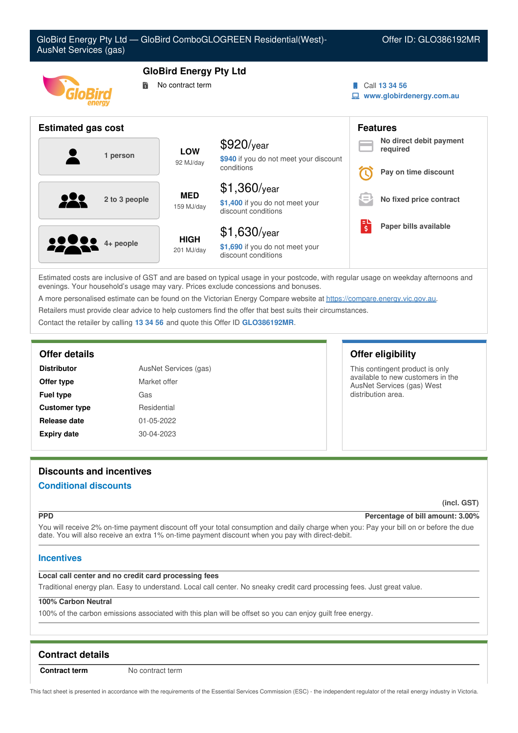GloBird Energy Pty Ltd — GloBird ComboGLOGREEN Residential(West)-AusNet Services (gas)

Offer ID: GLO386192MR

## GloBird Energy Pty Ltd

No contract term

Call 13 34 56
www.globirdenergy.com.au

## Estimated gas cost

| Household | Usage | Cost |
|---|---|---|
| 1 person | **LOW** 92 MJ/day | $920/year — $940 if you do not meet your discount conditions |
| 2 to 3 people | **MED** 159 MJ/day | $1,360/year — $1,400 if you do not meet your discount conditions |
| 4+ people | **HIGH** 201 MJ/day | $1,630/year — $1,690 if you do not meet your discount conditions |

## Features

- No direct debit payment required
- Pay on time discount
- No fixed price contract
- Paper bills available

Estimated costs are inclusive of GST and are based on typical usage in your postcode, with regular usage on weekday afternoons and evenings. Your household's usage may vary. Prices exclude concessions and bonuses.

A more personalised estimate can be found on the Victorian Energy Compare website at https://compare.energy.vic.gov.au.

Retailers must provide clear advice to help customers find the offer that best suits their circumstances.

Contact the retailer by calling 13 34 56 and quote this Offer ID GLO386192MR.

## Offer details

| | |
|---|---|
| **Distributor** | AusNet Services (gas) |
| **Offer type** | Market offer |
| **Fuel type** | Gas |
| **Customer type** | Residential |
| **Release date** | 01-05-2022 |
| **Expiry date** | 30-04-2023 |

## Offer eligibility

This contingent product is only available to new customers in the AusNet Services (gas) West distribution area.

## Discounts and incentives

### Conditional discounts

(incl. GST)

**PPD** — Percentage of bill amount: 3.00%

You will receive 2% on-time payment discount off your total consumption and daily charge when you: Pay your bill on or before the due date. You will also receive an extra 1% on-time payment discount when you pay with direct-debit.

### Incentives

**Local call center and no credit card processing fees**

Traditional energy plan. Easy to understand. Local call center. No sneaky credit card processing fees. Just great value.

**100% Carbon Neutral**

100% of the carbon emissions associated with this plan will be offset so you can enjoy guilt free energy.

## Contract details

| | |
|---|---|
| **Contract term** | No contract term |

This fact sheet is presented in accordance with the requirements of the Essential Services Commission (ESC) - the independent regulator of the retail energy industry in Victoria.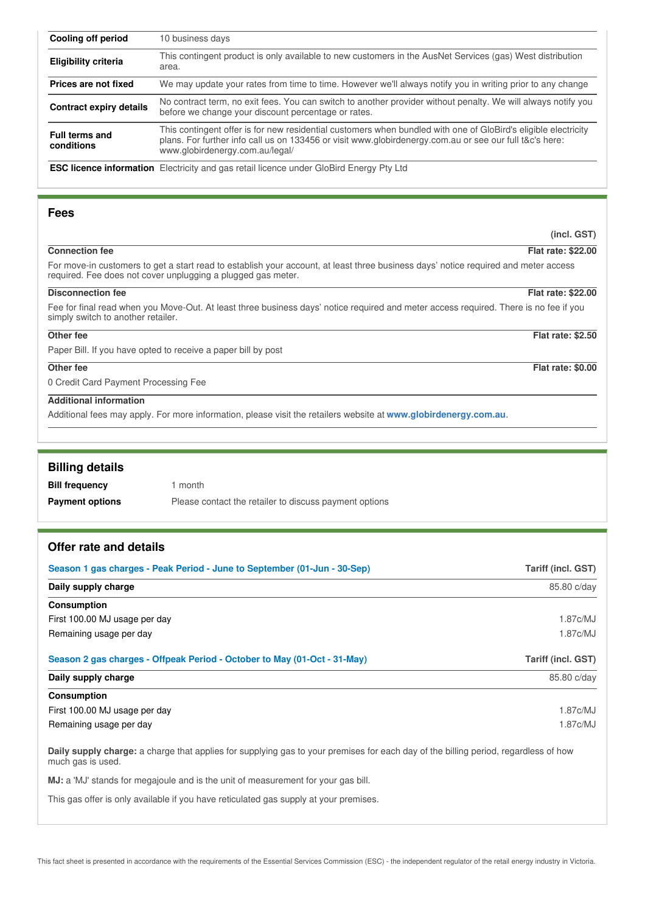| | |
|---|---|
| **Cooling off period** | 10 business days |
| **Eligibility criteria** | This contingent product is only available to new customers in the AusNet Services (gas) West distribution area. |
| **Prices are not fixed** | We may update your rates from time to time. However we'll always notify you in writing prior to any change |
| **Contract expiry details** | No contract term, no exit fees. You can switch to another provider without penalty. We will always notify you before we change your discount percentage or rates. |
| **Full terms and conditions** | This contingent offer is for new residential customers when bundled with one of GloBird's eligible electricity plans. For further info call us on 133456 or visit www.globirdenergy.com.au or see our full t&c's here: www.globirdenergy.com.au/legal/ |
| **ESC licence information** | Electricity and gas retail licence under GloBird Energy Pty Ltd |

## Fees

| | (incl. GST) |
|---|---|
| **Connection fee** | **Flat rate: $22.00** |

For move-in customers to get a start read to establish your account, at least three business days' notice required and meter access required. Fee does not cover unplugging a plugged gas meter.

| | |
|---|---|
| **Disconnection fee** | **Flat rate: $22.00** |

Fee for final read when you Move-Out. At least three business days' notice required and meter access required. There is no fee if you simply switch to another retailer.

| | |
|---|---|
| **Other fee** | **Flat rate: $2.50** |

Paper Bill. If you have opted to receive a paper bill by post

| | |
|---|---|
| **Other fee** | **Flat rate: $0.00** |

0 Credit Card Payment Processing Fee

**Additional information**

Additional fees may apply. For more information, please visit the retailers website at **www.globirdenergy.com.au**.

## Billing details

| | |
|---|---|
| **Bill frequency** | 1 month |
| **Payment options** | Please contact the retailer to discuss payment options |

## Offer rate and details

| Season 1 gas charges - Peak Period - June to September (01-Jun - 30-Sep) | Tariff (incl. GST) |
|---|---|
| **Daily supply charge** | 85.80 c/day |
| **Consumption** | |
| First 100.00 MJ usage per day | 1.87c/MJ |
| Remaining usage per day | 1.87c/MJ |

| Season 2 gas charges - Offpeak Period - October to May (01-Oct - 31-May) | Tariff (incl. GST) |
|---|---|
| **Daily supply charge** | 85.80 c/day |
| **Consumption** | |
| First 100.00 MJ usage per day | 1.87c/MJ |
| Remaining usage per day | 1.87c/MJ |

**Daily supply charge:** a charge that applies for supplying gas to your premises for each day of the billing period, regardless of how much gas is used.

**MJ:** a 'MJ' stands for megajoule and is the unit of measurement for your gas bill.

This gas offer is only available if you have reticulated gas supply at your premises.

This fact sheet is presented in accordance with the requirements of the Essential Services Commission (ESC) - the independent regulator of the retail energy industry in Victoria.